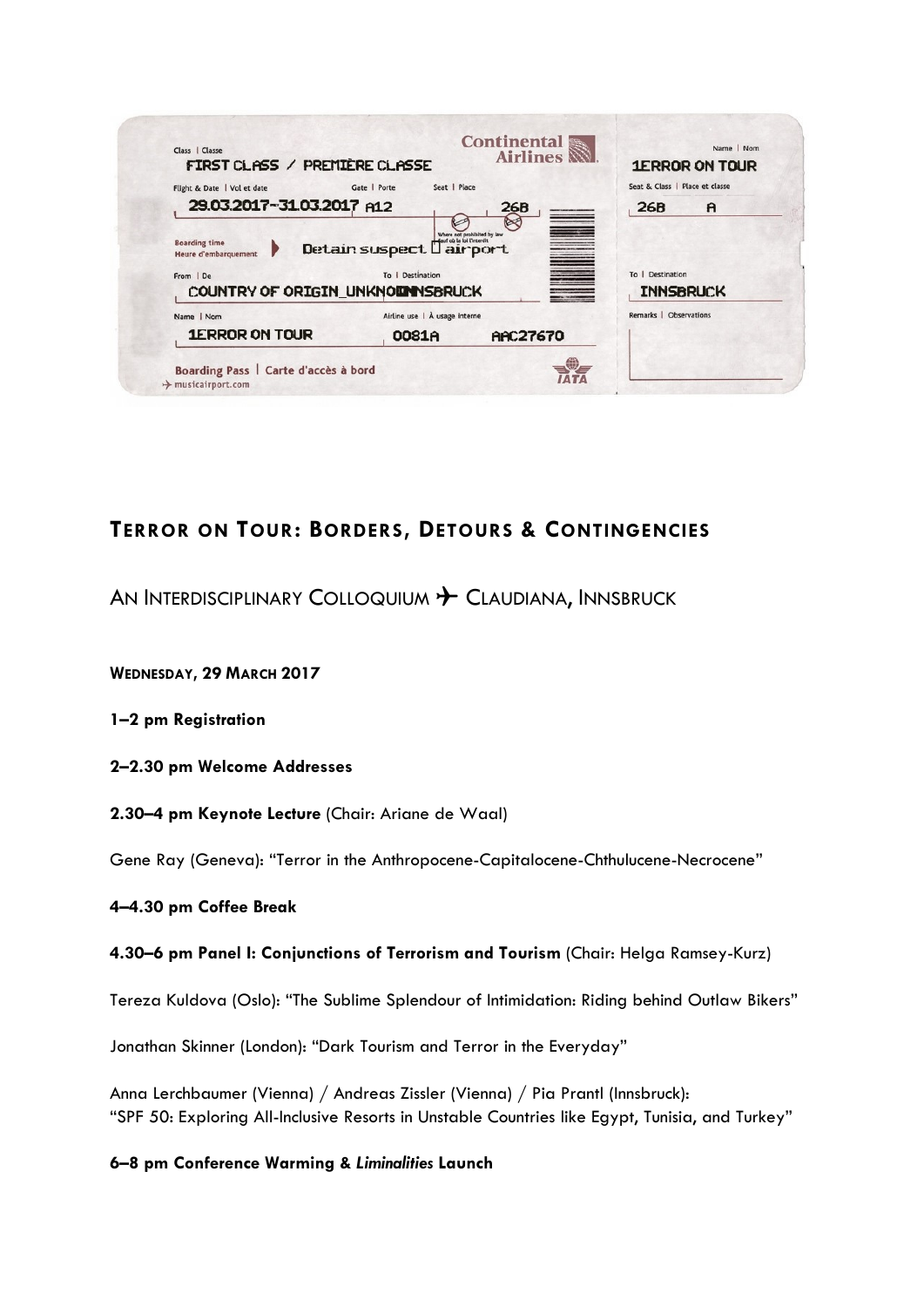Class | Classe
FIRST CLASS / PREMIÈRE CLASSE

Continental Airlines

Flight & Date | Vol et date: 29.03.2017–31.03.2017
Gate | Porte: A12
Seat | Place: 26B

Boarding time | Heure d'embarquement: Detain suspect  airport

From | De: COUNTRY OF ORIGIN_UNKNOWN
To | Destination: INNSBRUCK

Name | Nom: 1ERROR ON TOUR
Airline use | À usage interne: 0081A AAC27670

Boarding Pass | Carte d'accès à bord
musicairport.com

Name | Nom: 1ERROR ON TOUR
Seat & Class | Place et classe: 26B A
To | Destination: INNSBRUCK
Remarks | Observations

## TERROR ON TOUR: BORDERS, DETOURS & CONTINGENCIES

AN INTERDISCIPLINARY COLLOQUIUM ✈ CLAUDIANA, INNSBRUCK

**WEDNESDAY, 29 MARCH 2017**

**1–2 pm Registration**

**2–2.30 pm Welcome Addresses**

**2.30–4 pm Keynote Lecture** (Chair: Ariane de Waal)

Gene Ray (Geneva): "Terror in the Anthropocene-Capitalocene-Chthulucene-Necrocene"

**4–4.30 pm Coffee Break**

**4.30–6 pm Panel I: Conjunctions of Terrorism and Tourism** (Chair: Helga Ramsey-Kurz)

Tereza Kuldova (Oslo): "The Sublime Splendour of Intimidation: Riding behind Outlaw Bikers"

Jonathan Skinner (London): "Dark Tourism and Terror in the Everyday"

Anna Lerchbaumer (Vienna) / Andreas Zissler (Vienna) / Pia Prantl (Innsbruck):
"SPF 50: Exploring All-Inclusive Resorts in Unstable Countries like Egypt, Tunisia, and Turkey"

**6–8 pm Conference Warming & *Liminalities* Launch**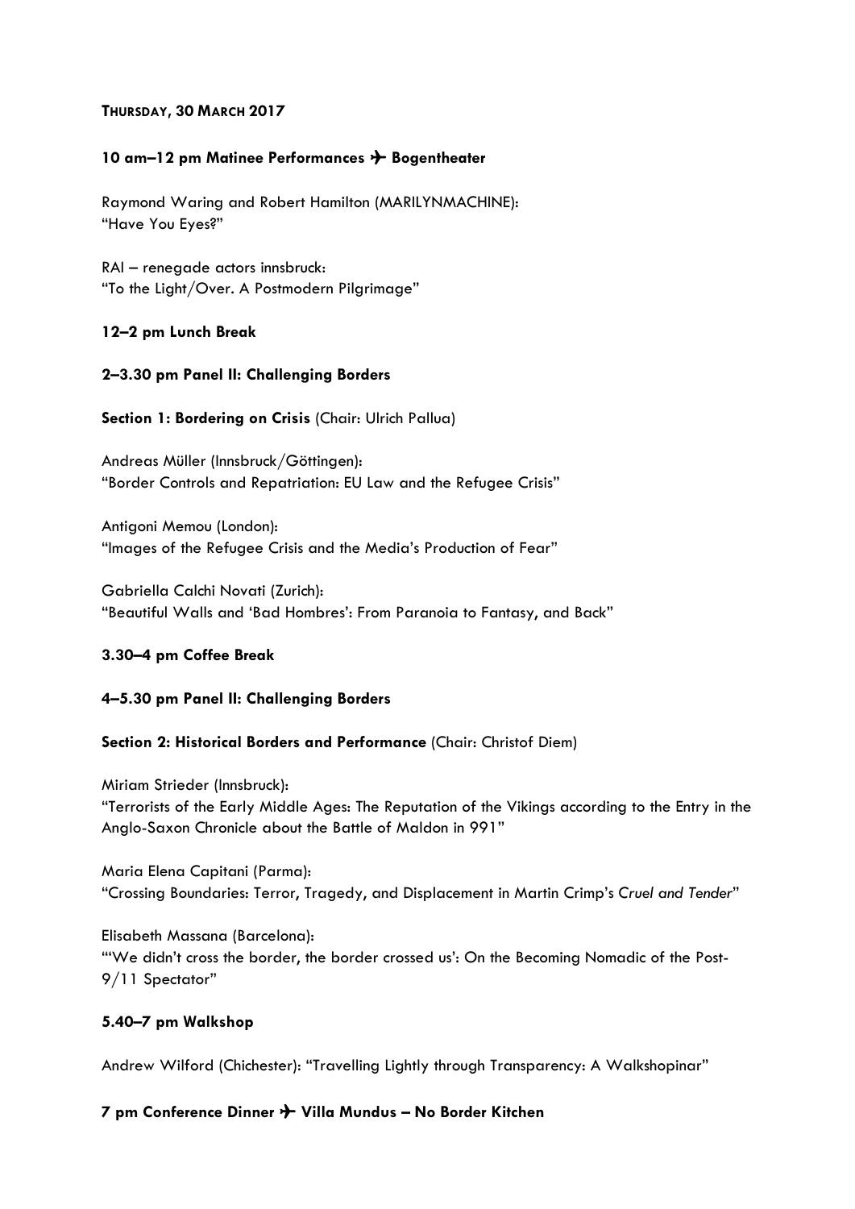**THURSDAY, 30 MARCH 2017**

**10 am–12 pm Matinee Performances ✈ Bogentheater**

Raymond Waring and Robert Hamilton (MARILYNMACHINE):
"Have You Eyes?"

RAI – renegade actors innsbruck:
"To the Light/Over. A Postmodern Pilgrimage"

**12–2 pm Lunch Break**

**2–3.30 pm Panel II: Challenging Borders**

**Section 1: Bordering on Crisis** (Chair: Ulrich Pallua)

Andreas Müller (Innsbruck/Göttingen):
"Border Controls and Repatriation: EU Law and the Refugee Crisis"

Antigoni Memou (London):
"Images of the Refugee Crisis and the Media's Production of Fear"

Gabriella Calchi Novati (Zurich):
"Beautiful Walls and 'Bad Hombres': From Paranoia to Fantasy, and Back"

**3.30–4 pm Coffee Break**

**4–5.30 pm Panel II: Challenging Borders**

**Section 2: Historical Borders and Performance** (Chair: Christof Diem)

Miriam Strieder (Innsbruck):
"Terrorists of the Early Middle Ages: The Reputation of the Vikings according to the Entry in the Anglo-Saxon Chronicle about the Battle of Maldon in 991"

Maria Elena Capitani (Parma):
"Crossing Boundaries: Terror, Tragedy, and Displacement in Martin Crimp's *Cruel and Tender*"

Elisabeth Massana (Barcelona):
"'We didn't cross the border, the border crossed us': On the Becoming Nomadic of the Post-9/11 Spectator"

**5.40–7 pm Walkshop**

Andrew Wilford (Chichester): "Travelling Lightly through Transparency: A Walkshopinar"

**7 pm Conference Dinner ✈ Villa Mundus – No Border Kitchen**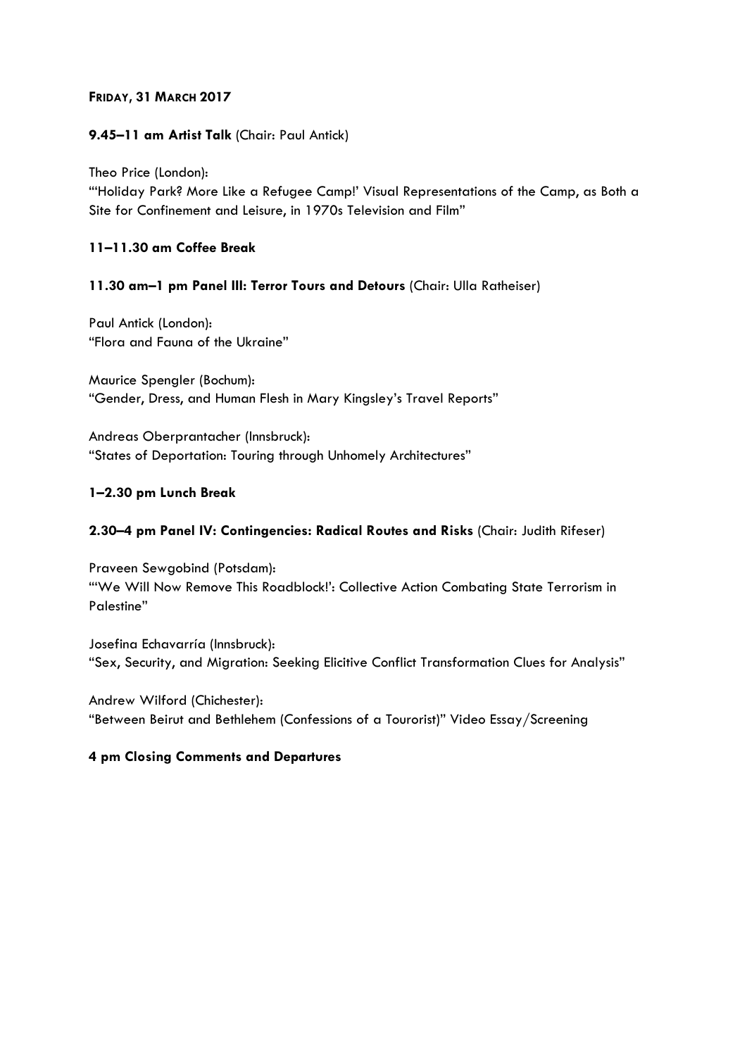**FRIDAY, 31 MARCH 2017**

**9.45–11 am Artist Talk** (Chair: Paul Antick)

Theo Price (London):
"'Holiday Park? More Like a Refugee Camp!' Visual Representations of the Camp, as Both a Site for Confinement and Leisure, in 1970s Television and Film"

**11–11.30 am Coffee Break**

**11.30 am–1 pm Panel III: Terror Tours and Detours** (Chair: Ulla Ratheiser)

Paul Antick (London):
"Flora and Fauna of the Ukraine"

Maurice Spengler (Bochum):
"Gender, Dress, and Human Flesh in Mary Kingsley's Travel Reports"

Andreas Oberprantacher (Innsbruck):
"States of Deportation: Touring through Unhomely Architectures"

**1–2.30 pm Lunch Break**

**2.30–4 pm Panel IV: Contingencies: Radical Routes and Risks** (Chair: Judith Rifeser)

Praveen Sewgobind (Potsdam):
"'We Will Now Remove This Roadblock!': Collective Action Combating State Terrorism in Palestine"

Josefina Echavarría (Innsbruck):
"Sex, Security, and Migration: Seeking Elicitive Conflict Transformation Clues for Analysis"

Andrew Wilford (Chichester):
"Between Beirut and Bethlehem (Confessions of a Tourorist)" Video Essay/Screening

**4 pm Closing Comments and Departures**